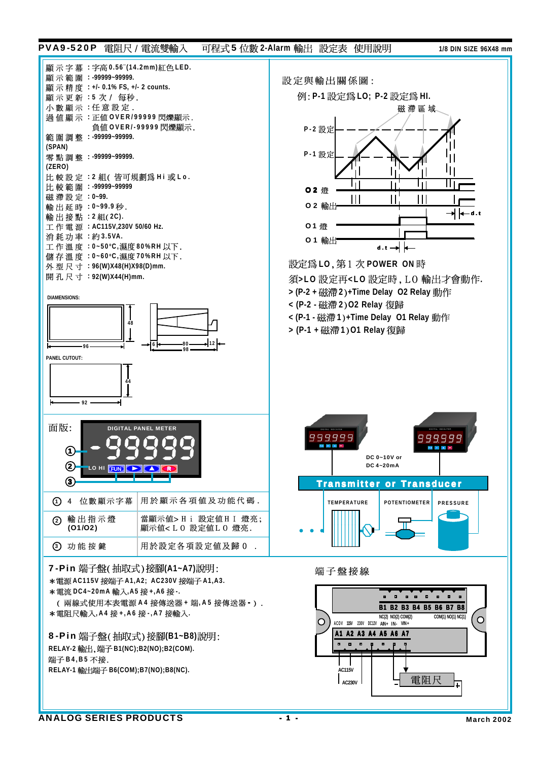# PVA9-520P 電阻尺 / 電流雙輸入　可程式5 位數 2-Alarm 輸出 設定表 使用說明

1/8 DIN SIZE 96X48 mm

顯示字幕：字高0.56"(14.2mm)紅色LED.
顯示範圍：-99999~99999.
顯示精度：+/- 0.1% FS, +/- 2 counts.
顯示更新：5 次 / 每秒.
小數顯示：任意設定.
過值顯示：正值OVER/99999 閃爍顯示.
　　　　　負值OVER/-99999 閃爍顯示.
範圍調整 (SPAN)：-99999~99999.
零點調整 (ZERO)：-99999~99999.
比較設定：2 組( 皆可規劃爲 Hi 或 Lo.
比較範圍：-99999~99999
磁滯設定：0~99.
輸出延時：0~99.9 秒.
輸出接點：2 組( 2C).
工作電源：AC115V,230V 50/60 Hz.
消耗功率：約3.5VA.
工作溫度：0~50°C,濕度80%RH 以下.
儲存溫度：0~60°C,濕度70%RH 以下.
外型尺寸：96(W)X48(H)X98(D)mm.
開孔尺寸：92(W)X44(H)mm.

DIAMENSIONS: 96 / 48 / 6 / 80 / 98 / 12

PANEL CUTOUT: 92 / 44

## 設定與輸出關係圖：

例: P-1 設定爲 LO; P-2 設定爲 HI.

(圖示標示：磁滯區域、P-2 設定、P-1 設定、O2 燈、O2 輸出、O1 燈、O1 輸出、d.t)

設定爲 LO , 第1 次 POWER ON 時

須>LO 設定再<LO 設定時 , LO 輸出才會動作.

> (P-2 + 磁滯2)+Time Delay O2 Relay 動作

< (P-2 - 磁滯2)O2 Relay 復歸

< (P-1 - 磁滯1)+Time Delay O1 Relay 動作

> (P-1 + 磁滯1)O1 Relay 復歸

## 面版:

DIGITAL PANEL METER　-99999　LO HI　FUN ▶ ▲ R

| | | |
|---|---|---|
| ① | 4 位數顯示字幕 | 用於顯示各項數值及功能代碼. |
| ② | 輸出指示燈 (O1/O2) | 當顯示值> H i 設定值H I 燈亮;<br>顯示值< L O 設定值L O 燈亮. |
| ③ | 功能按鍵 | 用於設定各項設定值及歸 0 . |

DC 0~10V or DC 4~20mA

Transmitter or Transducer

TEMPERATURE　POTENTIOMETER　PRESSURE

## 7-Pin 端子盤( 抽取式) 接腳(A1~A7)說明:

* 電源 AC115V 接端子 A1,A2; AC230V 接端子 A1,A3.
* 電流 DC4~20mA 輸入,A5 接+,A6 接-.
  ( 兩線式使用本表電源 A4 接傳送器+ 端, A5 接傳送器- ) .
* 電阻尺輸入, A4 接+, A6 接-, A7 接輸入.

## 8-Pin 端子盤( 抽取式) 接腳(B1~B8)說明:

RELAY-2 輸出, 端子 B1(NC);B2(NO);B2(COM).
端子 B4, B5 不接.
RELAY-1 輸出端子 B6(COM);B7(NO);B8(NC).

## 端子盤接線

B1 B2 B3 B4 B5 B6 B7 B8
NC(2) NO(2) COM(2)　COM(1) NO(1) NC(1)
ACOV 115V 230V DC12V AIN+ IN- VIN+
A1 A2 A3 A4 A5 A6 A7
AC115V　AC230V　電阻尺 - +

ANALOG SERIES PRODUCTS　March 2002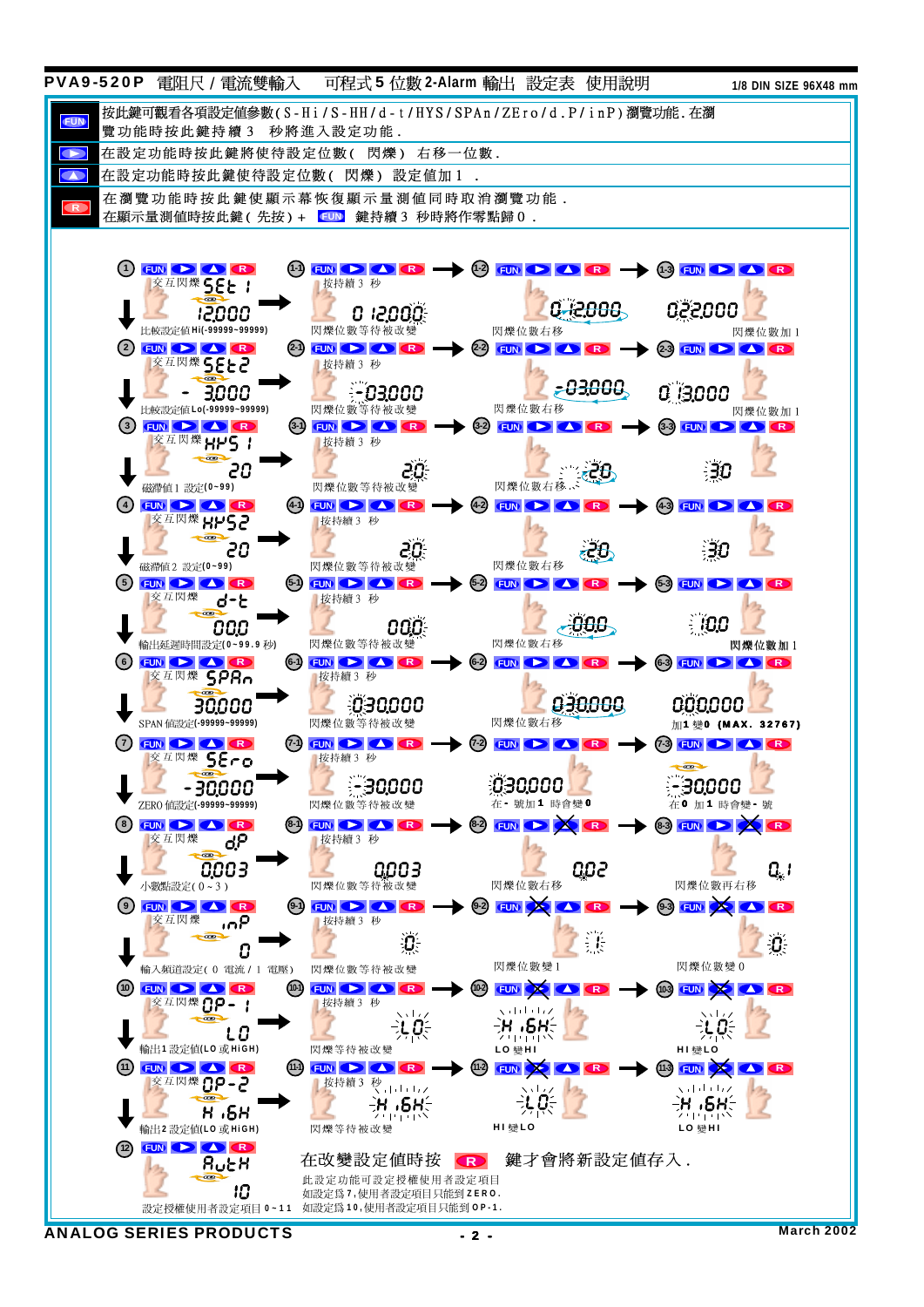# PVA9-520P 電阻尺 / 電流雙輸入 可程式 5 位數 2-Alarm 輸出 設定表 使用說明

1/8 DIN SIZE 96X48 mm

| | |
|---|---|
| FUN | 按此鍵可觀看各項設定值參數(S-Hi/S-HH/d-t/HYS/SPAn/ZEro/d.P/inP)瀏覽功能.在瀏覽功能時按此鍵持續 3 秒將進入設定功能. |
| ▶ | 在設定功能時按此鍵將使待設定位數( 閃爍) 右移一位數. |
| ▲ | 在設定功能時按此鍵使待設定位數( 閃爍) 設定值加 1 . |
| R | 在瀏覽功能時按此鍵使顯示幕恢復顯示量測值同時取消瀏覽功能.<br>在顯示量測值時按此鍵(先按) + FUN 鍵持續 3 秒時將作零點歸 0 . |

① 交互閃爍 SEt1 / 12000 — 比較設定值 Hi(-99999~99999)
1-1 按持續 3 秒 — 0 12000 閃爍位數等待被改變
1-2 0 12000 閃爍位數右移
1-3 02 2000 閃爍位數加 1

② 交互閃爍 SEt2 / -3000 — 比較設定值 Lo(-99999~99999)
2-1 按持續 3 秒 — -03000 閃爍位數等待被改變
2-2 -03000 閃爍位數右移
2-3 0 13000 閃爍位數加 1

③ 交互閃爍 HYS1 / 20 — 磁滯值1 設定(0~99)
3-1 按持續 3 秒 — 20 閃爍位數等待被改變
3-2 20 閃爍位數右移
3-3 30

④ 交互閃爍 HYS2 / 20 — 磁滯值2 設定(0~99)
4-1 按持續 3 秒 — 20 閃爍位數等待被改變
4-2 20 閃爍位數右移
4-3 30

⑤ 交互閃爍 d-t / 00.0 — 輸出延遲時間設定(0~99.9 秒)
5-1 按持續 3 秒 — 00.0 閃爍位數等待被改變
5-2 00.0 閃爍位數右移
5-3 10.0 閃爍位數加 1

⑥ 交互閃爍 SPAn / 30000 — SPAN 值設定(-99999~99999)
6-1 按持續 3 秒 — 030000 閃爍位數等待被改變
6-2 030000 閃爍位數右移
6-3 000000 加1 變0 (MAX. 32767)

⑦ 交互閃爍 SEro / -30000 — ZERO 值設定(-99999~99999)
7-1 按持續 3 秒 — -30000 閃爍位數等待被改變
7-2 030000 在 - 號加 1 時會變 0
7-3 -30000 在 0 加 1 時會變 - 號

⑧ 交互閃爍 dP / 0.003 — 小數點設定(0~3)
8-1 按持續 3 秒 — 0.003 閃爍位數等待被改變
8-2 0.02 閃爍位數右移
8-3 0.1 閃爍位數再右移

⑨ 交互閃爍 inP / 0 — 輸入頻道設定(0 電流 / 1 電壓)
9-1 按持續 3 秒 — 0 閃爍位數等待被改變
9-2 1 閃爍位數變 1
9-3 0 閃爍位數變 0

⑩ 交互閃爍 OP-1 / LO — 輸出1 設定值(LO 或 HIGH)
10-1 按持續 3 秒 — LO 閃爍等待被改變
10-2 HIGH LO 變 HI
10-3 LO HI 變 LO

⑪ 交互閃爍 OP-2 / HIGH — 輸出2 設定值(LO 或 HIGH)
11-1 按持續 3 秒 — HIGH 閃爍等待被改變
11-2 LO HI 變 LO
11-3 HIGH LO 變 HI

⑫ AutH / 10 — 設定授權使用者設定項目 0~11

在改變設定值時按 R 鍵才會將新設定值存入.

此設定功能可設定授權使用者設定項目
如設定爲 7,使用者設定項目只能到 ZERO.
如設定爲 10,使用者設定項目只能到 OP-1.

ANALOG SERIES PRODUCTS　　March 2002